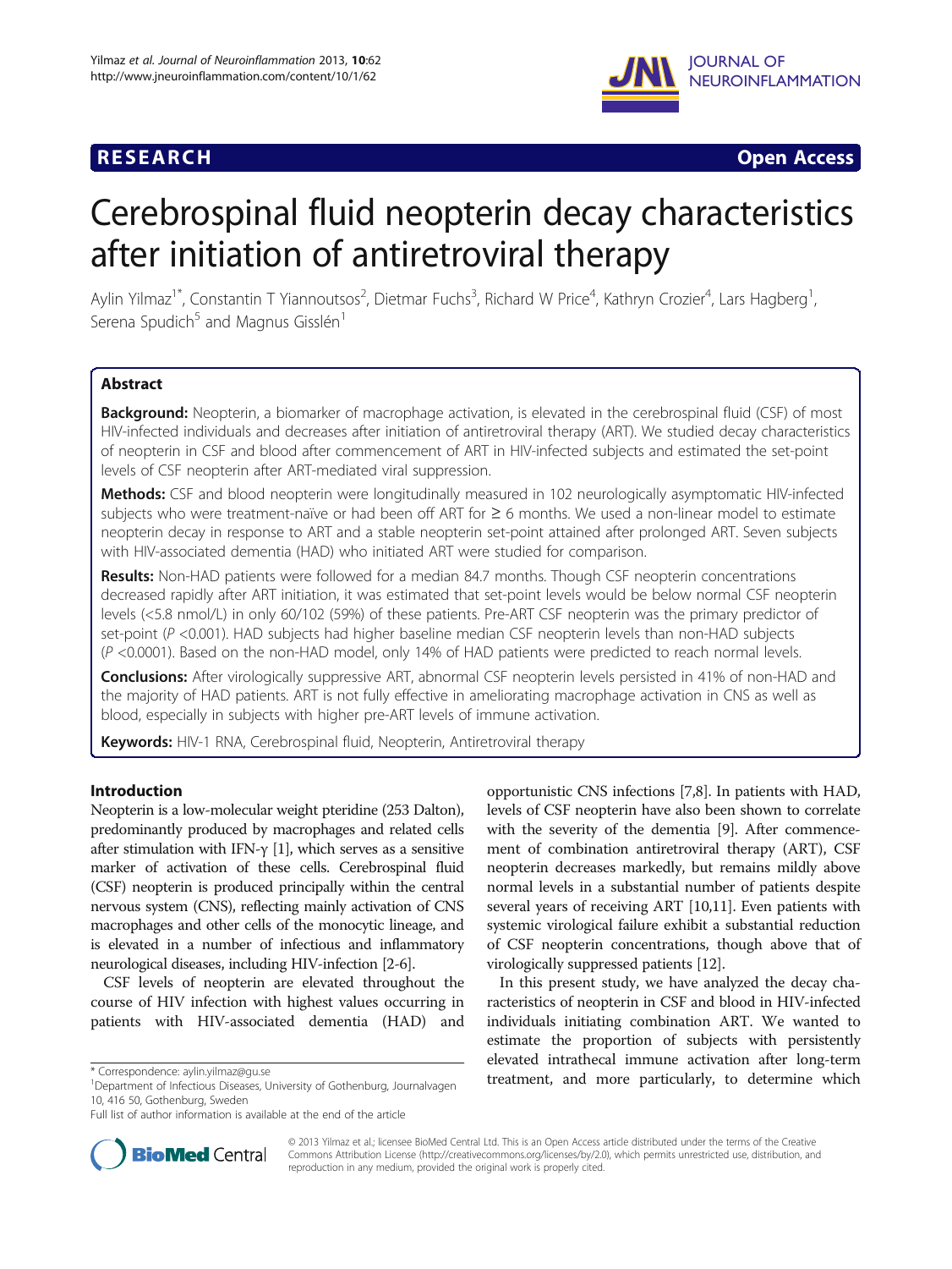**RESEARCH** **Open Access**

# Cerebrospinal fluid neopterin decay characteristics after initiation of antiretroviral therapy

Aylin Yilmaz[1*], Constantin T Yiannoutsos[2], Dietmar Fuchs[3], Richard W Price[4], Kathryn Crozier[4], Lars Hagberg[1], Serena Spudich[5] and Magnus Gisslén[1]

## Abstract

**Background:** Neopterin, a biomarker of macrophage activation, is elevated in the cerebrospinal fluid (CSF) of most HIV-infected individuals and decreases after initiation of antiretroviral therapy (ART). We studied decay characteristics of neopterin in CSF and blood after commencement of ART in HIV-infected subjects and estimated the set-point levels of CSF neopterin after ART-mediated viral suppression.

**Methods:** CSF and blood neopterin were longitudinally measured in 102 neurologically asymptomatic HIV-infected subjects who were treatment-naïve or had been off ART for ≥ 6 months. We used a non-linear model to estimate neopterin decay in response to ART and a stable neopterin set-point attained after prolonged ART. Seven subjects with HIV-associated dementia (HAD) who initiated ART were studied for comparison.

**Results:** Non-HAD patients were followed for a median 84.7 months. Though CSF neopterin concentrations decreased rapidly after ART initiation, it was estimated that set-point levels would be below normal CSF neopterin levels (<5.8 nmol/L) in only 60/102 (59%) of these patients. Pre-ART CSF neopterin was the primary predictor of set-point ($P$ <0.001). HAD subjects had higher baseline median CSF neopterin levels than non-HAD subjects ($P$ <0.0001). Based on the non-HAD model, only 14% of HAD patients were predicted to reach normal levels.

**Conclusions:** After virologically suppressive ART, abnormal CSF neopterin levels persisted in 41% of non-HAD and the majority of HAD patients. ART is not fully effective in ameliorating macrophage activation in CNS as well as blood, especially in subjects with higher pre-ART levels of immune activation.

**Keywords:** HIV-1 RNA, Cerebrospinal fluid, Neopterin, Antiretroviral therapy

## Introduction

Neopterin is a low-molecular weight pteridine (253 Dalton), predominantly produced by macrophages and related cells after stimulation with IFN-γ [1], which serves as a sensitive marker of activation of these cells. Cerebrospinal fluid (CSF) neopterin is produced principally within the central nervous system (CNS), reflecting mainly activation of CNS macrophages and other cells of the monocytic lineage, and is elevated in a number of infectious and inflammatory neurological diseases, including HIV-infection [2-6].

CSF levels of neopterin are elevated throughout the course of HIV infection with highest values occurring in patients with HIV-associated dementia (HAD) and opportunistic CNS infections [7,8]. In patients with HAD, levels of CSF neopterin have also been shown to correlate with the severity of the dementia [9]. After commencement of combination antiretroviral therapy (ART), CSF neopterin decreases markedly, but remains mildly above normal levels in a substantial number of patients despite several years of receiving ART [10,11]. Even patients with systemic virological failure exhibit a substantial reduction of CSF neopterin concentrations, though above that of virologically suppressed patients [12].

In this present study, we have analyzed the decay characteristics of neopterin in CSF and blood in HIV-infected individuals initiating combination ART. We wanted to estimate the proportion of subjects with persistently elevated intrathecal immune activation after long-term treatment, and more particularly, to determine which

\* Correspondence: aylin.yilmaz@gu.se
[1]Department of Infectious Diseases, University of Gothenburg, Journalvagen 10, 416 50, Gothenburg, Sweden
Full list of author information is available at the end of the article

© 2013 Yilmaz et al.; licensee BioMed Central Ltd. This is an Open Access article distributed under the terms of the Creative Commons Attribution License (http://creativecommons.org/licenses/by/2.0), which permits unrestricted use, distribution, and reproduction in any medium, provided the original work is properly cited.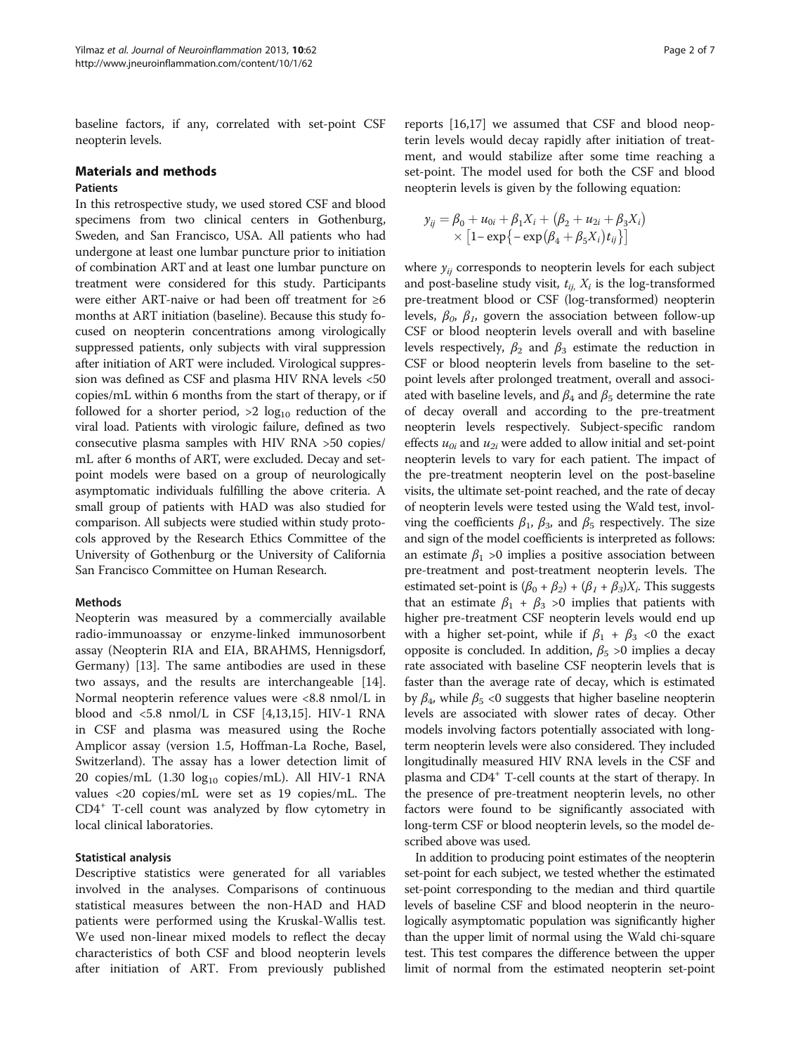baseline factors, if any, correlated with set-point CSF neopterin levels.

## Materials and methods

### Patients

In this retrospective study, we used stored CSF and blood specimens from two clinical centers in Gothenburg, Sweden, and San Francisco, USA. All patients who had undergone at least one lumbar puncture prior to initiation of combination ART and at least one lumbar puncture on treatment were considered for this study. Participants were either ART-naive or had been off treatment for ≥6 months at ART initiation (baseline). Because this study focused on neopterin concentrations among virologically suppressed patients, only subjects with viral suppression after initiation of ART were included. Virological suppression was defined as CSF and plasma HIV RNA levels <50 copies/mL within 6 months from the start of therapy, or if followed for a shorter period, >2 $\log_{10}$ reduction of the viral load. Patients with virologic failure, defined as two consecutive plasma samples with HIV RNA >50 copies/mL after 6 months of ART, were excluded. Decay and set-point models were based on a group of neurologically asymptomatic individuals fulfilling the above criteria. A small group of patients with HAD was also studied for comparison. All subjects were studied within study protocols approved by the Research Ethics Committee of the University of Gothenburg or the University of California San Francisco Committee on Human Research.

### Methods

Neopterin was measured by a commercially available radio-immunoassay or enzyme-linked immunosorbent assay (Neopterin RIA and EIA, BRAHMS, Hennigsdorf, Germany) [13]. The same antibodies are used in these two assays, and the results are interchangeable [14]. Normal neopterin reference values were <8.8 nmol/L in blood and <5.8 nmol/L in CSF [4,13,15]. HIV-1 RNA in CSF and plasma was measured using the Roche Amplicor assay (version 1.5, Hoffman-La Roche, Basel, Switzerland). The assay has a lower detection limit of 20 copies/mL (1.30 $\log_{10}$ copies/mL). All HIV-1 RNA values <20 copies/mL were set as 19 copies/mL. The $CD4^+$ T-cell count was analyzed by flow cytometry in local clinical laboratories.

### Statistical analysis

Descriptive statistics were generated for all variables involved in the analyses. Comparisons of continuous statistical measures between the non-HAD and HAD patients were performed using the Kruskal-Wallis test. We used non-linear mixed models to reflect the decay characteristics of both CSF and blood neopterin levels after initiation of ART. From previously published reports [16,17] we assumed that CSF and blood neopterin levels would decay rapidly after initiation of treatment, and would stabilize after some time reaching a set-point. The model used for both the CSF and blood neopterin levels is given by the following equation:

$$y_{ij} = \beta_0 + u_{0i} + \beta_1 X_i + \left(\beta_2 + u_{2i} + \beta_3 X_i\right) \times \left[1 - \exp\left\{-\exp\left(\beta_4 + \beta_5 X_i\right) t_{ij}\right\}\right]$$

where $y_{ij}$ corresponds to neopterin levels for each subject and post-baseline study visit, $t_{ij}$, $X_i$ is the log-transformed pre-treatment blood or CSF (log-transformed) neopterin levels, $\beta_0$, $\beta_1$, govern the association between follow-up CSF or blood neopterin levels overall and with baseline levels respectively, $\beta_2$ and $\beta_3$ estimate the reduction in CSF or blood neopterin levels from baseline to the set-point levels after prolonged treatment, overall and associated with baseline levels, and $\beta_4$ and $\beta_5$ determine the rate of decay overall and according to the pre-treatment neopterin levels respectively. Subject-specific random effects $u_{0i}$ and $u_{2i}$ were added to allow initial and set-point neopterin levels to vary for each patient. The impact of the pre-treatment neopterin level on the post-baseline visits, the ultimate set-point reached, and the rate of decay of neopterin levels were tested using the Wald test, involving the coefficients $\beta_1$, $\beta_3$, and $\beta_5$ respectively. The size and sign of the model coefficients is interpreted as follows: an estimate $\beta_1 > 0$ implies a positive association between pre-treatment and post-treatment neopterin levels. The estimated set-point is $(\beta_0 + \beta_2) + (\beta_1 + \beta_3)X_i$. This suggests that an estimate $\beta_1 + \beta_3 > 0$ implies that patients with higher pre-treatment CSF neopterin levels would end up with a higher set-point, while if $\beta_1 + \beta_3 < 0$ the exact opposite is concluded. In addition, $\beta_5 > 0$ implies a decay rate associated with baseline CSF neopterin levels that is faster than the average rate of decay, which is estimated by $\beta_4$, while $\beta_5 < 0$ suggests that higher baseline neopterin levels are associated with slower rates of decay. Other models involving factors potentially associated with long-term neopterin levels were also considered. They included longitudinally measured HIV RNA levels in the CSF and plasma and $CD4^+$ T-cell counts at the start of therapy. In the presence of pre-treatment neopterin levels, no other factors were found to be significantly associated with long-term CSF or blood neopterin levels, so the model described above was used.

In addition to producing point estimates of the neopterin set-point for each subject, we tested whether the estimated set-point corresponding to the median and third quartile levels of baseline CSF and blood neopterin in the neurologically asymptomatic population was significantly higher than the upper limit of normal using the Wald chi-square test. This test compares the difference between the upper limit of normal from the estimated neopterin set-point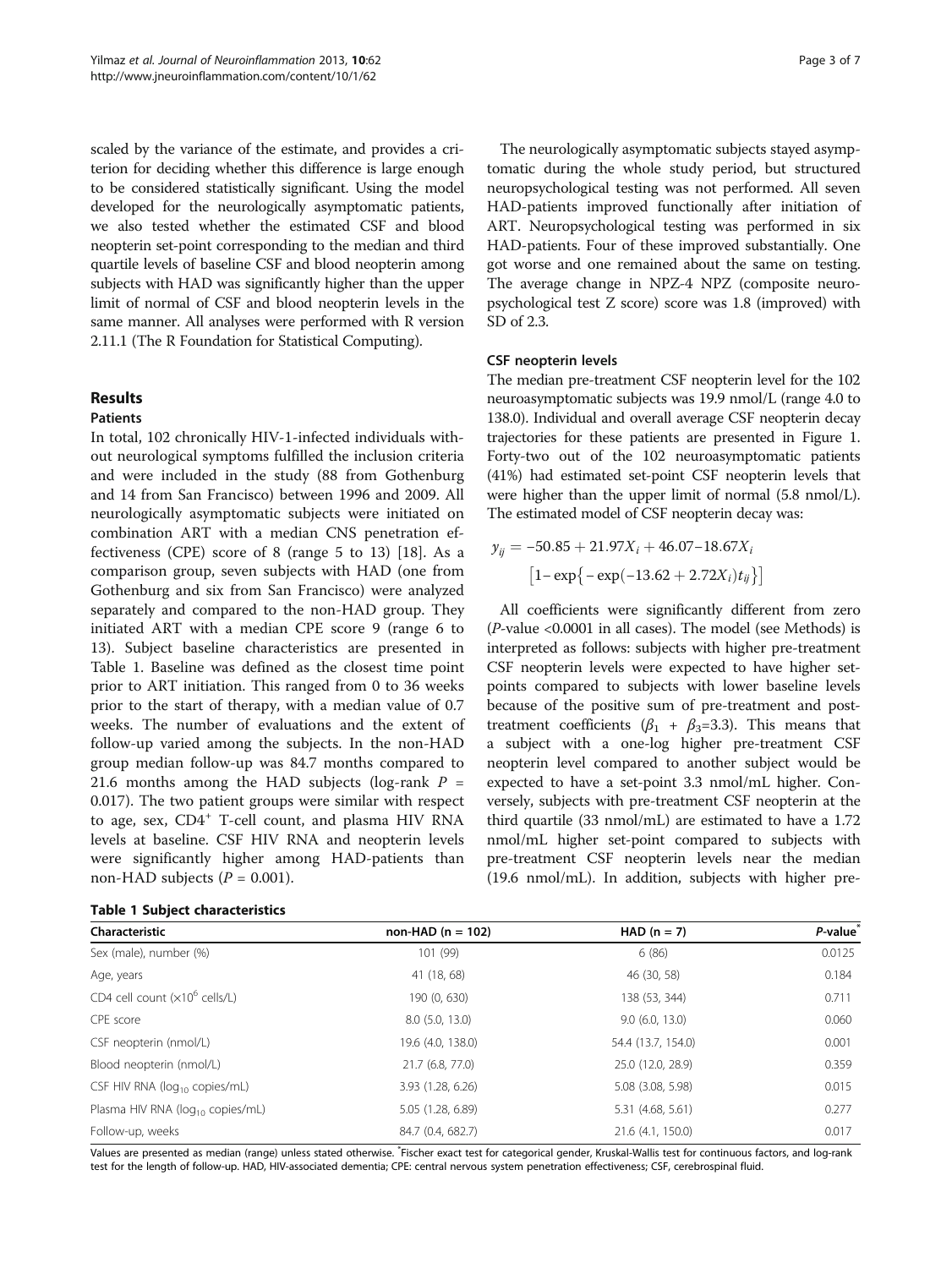scaled by the variance of the estimate, and provides a criterion for deciding whether this difference is large enough to be considered statistically significant. Using the model developed for the neurologically asymptomatic patients, we also tested whether the estimated CSF and blood neopterin set-point corresponding to the median and third quartile levels of baseline CSF and blood neopterin among subjects with HAD was significantly higher than the upper limit of normal of CSF and blood neopterin levels in the same manner. All analyses were performed with R version 2.11.1 (The R Foundation for Statistical Computing).

## Results

### Patients

In total, 102 chronically HIV-1-infected individuals without neurological symptoms fulfilled the inclusion criteria and were included in the study (88 from Gothenburg and 14 from San Francisco) between 1996 and 2009. All neurologically asymptomatic subjects were initiated on combination ART with a median CNS penetration effectiveness (CPE) score of 8 (range 5 to 13) [18]. As a comparison group, seven subjects with HAD (one from Gothenburg and six from San Francisco) were analyzed separately and compared to the non-HAD group. They initiated ART with a median CPE score 9 (range 6 to 13). Subject baseline characteristics are presented in Table 1. Baseline was defined as the closest time point prior to ART initiation. This ranged from 0 to 36 weeks prior to the start of therapy, with a median value of 0.7 weeks. The number of evaluations and the extent of follow-up varied among the subjects. In the non-HAD group median follow-up was 84.7 months compared to 21.6 months among the HAD subjects (log-rank $P$ = 0.017). The two patient groups were similar with respect to age, sex, $CD4^+$ T-cell count, and plasma HIV RNA levels at baseline. CSF HIV RNA and neopterin levels were significantly higher among HAD-patients than non-HAD subjects ($P$ = 0.001).

The neurologically asymptomatic subjects stayed asymptomatic during the whole study period, but structured neuropsychological testing was not performed. All seven HAD-patients improved functionally after initiation of ART. Neuropsychological testing was performed in six HAD-patients. Four of these improved substantially. One got worse and one remained about the same on testing. The average change in NPZ-4 NPZ (composite neuropsychological test Z score) score was 1.8 (improved) with SD of 2.3.

### CSF neopterin levels

The median pre-treatment CSF neopterin level for the 102 neuroasymptomatic subjects was 19.9 nmol/L (range 4.0 to 138.0). Individual and overall average CSF neopterin decay trajectories for these patients are presented in Figure 1. Forty-two out of the 102 neuroasymptomatic patients (41%) had estimated set-point CSF neopterin levels that were higher than the upper limit of normal (5.8 nmol/L). The estimated model of CSF neopterin decay was:

$$y_{ij} = -50.85 + 21.97X_i + 46.07 - 18.67X_i \left[1 - \exp\{-\exp(-13.62 + 2.72X_i)t_{ij}\}\right]$$

All coefficients were significantly different from zero ($P$-value <0.0001 in all cases). The model (see Methods) is interpreted as follows: subjects with higher pre-treatment CSF neopterin levels were expected to have higher set-points compared to subjects with lower baseline levels because of the positive sum of pre-treatment and post-treatment coefficients ($\beta_1$ + $\beta_3$=3.3). This means that a subject with a one-log higher pre-treatment CSF neopterin level compared to another subject would be expected to have a set-point 3.3 nmol/mL higher. Conversely, subjects with pre-treatment CSF neopterin at the third quartile (33 nmol/mL) are estimated to have a 1.72 nmol/mL higher set-point compared to subjects with pre-treatment CSF neopterin levels near the median (19.6 nmol/mL). In addition, subjects with higher pre-

**Table 1 Subject characteristics**

| Characteristic | non-HAD (n = 102) | HAD (n = 7) | $P$-value* |
|---|---|---|---|
| Sex (male), number (%) | 101 (99) | 6 (86) | 0.0125 |
| Age, years | 41 (18, 68) | 46 (30, 58) | 0.184 |
| CD4 cell count ($\times 10^6$ cells/L) | 190 (0, 630) | 138 (53, 344) | 0.711 |
| CPE score | 8.0 (5.0, 13.0) | 9.0 (6.0, 13.0) | 0.060 |
| CSF neopterin (nmol/L) | 19.6 (4.0, 138.0) | 54.4 (13.7, 154.0) | 0.001 |
| Blood neopterin (nmol/L) | 21.7 (6.8, 77.0) | 25.0 (12.0, 28.9) | 0.359 |
| CSF HIV RNA ($\log_{10}$ copies/mL) | 3.93 (1.28, 6.26) | 5.08 (3.08, 5.98) | 0.015 |
| Plasma HIV RNA ($\log_{10}$ copies/mL) | 5.05 (1.28, 6.89) | 5.31 (4.68, 5.61) | 0.277 |
| Follow-up, weeks | 84.7 (0.4, 682.7) | 21.6 (4.1, 150.0) | 0.017 |

Values are presented as median (range) unless stated otherwise. *Fischer exact test for categorical gender, Kruskal-Wallis test for continuous factors, and log-rank test for the length of follow-up. HAD, HIV-associated dementia; CPE: central nervous system penetration effectiveness; CSF, cerebrospinal fluid.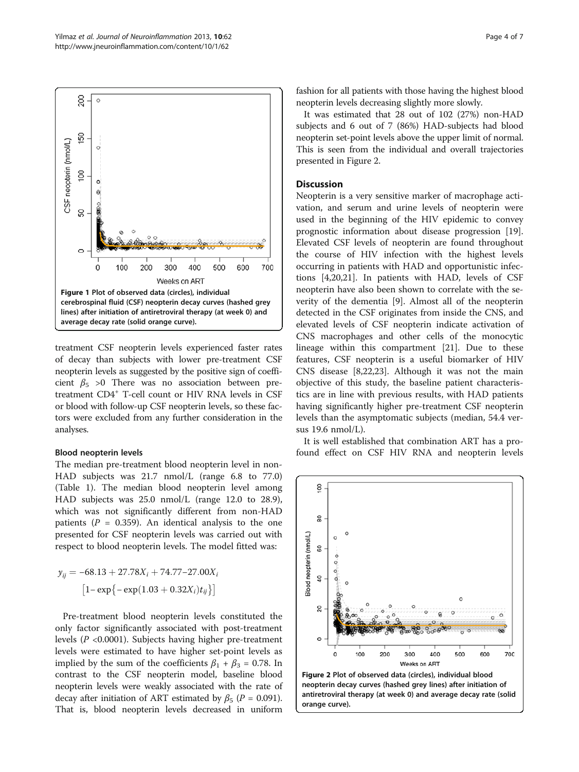Figure 1 Plot of observed data (circles), individual cerebrospinal fluid (CSF) neopterin decay curves (hashed grey lines) after initiation of antiretroviral therapy (at week 0) and average decay rate (solid orange curve).

treatment CSF neopterin levels experienced faster rates of decay than subjects with lower pre-treatment CSF neopterin levels as suggested by the positive sign of coefficient $\beta_5$ >0 There was no association between pre-treatment $CD4^+$ T-cell count or HIV RNA levels in CSF or blood with follow-up CSF neopterin levels, so these factors were excluded from any further consideration in the analyses.

### Blood neopterin levels

The median pre-treatment blood neopterin level in non-HAD subjects was 21.7 nmol/L (range 6.8 to 77.0) (Table 1). The median blood neopterin level among HAD subjects was 25.0 nmol/L (range 12.0 to 28.9), which was not significantly different from non-HAD patients ($P$ = 0.359). An identical analysis to the one presented for CSF neopterin levels was carried out with respect to blood neopterin levels. The model fitted was:

$$y_{ij} = -68.13 + 27.78X_i + 74.77 - 27.00X_i \left[1 - \exp\left\{-\exp(1.03 + 0.32X_i)t_{ij}\right\}\right]$$

Pre-treatment blood neopterin levels constituted the only factor significantly associated with post-treatment levels ($P$ <0.0001). Subjects having higher pre-treatment levels were estimated to have higher set-point levels as implied by the sum of the coefficients $\beta_1 + \beta_3 = 0.78$. In contrast to the CSF neopterin model, baseline blood neopterin levels were weakly associated with the rate of decay after initiation of ART estimated by $\beta_5$ ($P$ = 0.091). That is, blood neopterin levels decreased in uniform fashion for all patients with those having the highest blood neopterin levels decreasing slightly more slowly.

It was estimated that 28 out of 102 (27%) non-HAD subjects and 6 out of 7 (86%) HAD-subjects had blood neopterin set-point levels above the upper limit of normal. This is seen from the individual and overall trajectories presented in Figure 2.

## Discussion

Neopterin is a very sensitive marker of macrophage activation, and serum and urine levels of neopterin were used in the beginning of the HIV epidemic to convey prognostic information about disease progression [19]. Elevated CSF levels of neopterin are found throughout the course of HIV infection with the highest levels occurring in patients with HAD and opportunistic infections [4,20,21]. In patients with HAD, levels of CSF neopterin have also been shown to correlate with the severity of the dementia [9]. Almost all of the neopterin detected in the CSF originates from inside the CNS, and elevated levels of CSF neopterin indicate activation of CNS macrophages and other cells of the monocytic lineage within this compartment [21]. Due to these features, CSF neopterin is a useful biomarker of HIV CNS disease [8,22,23]. Although it was not the main objective of this study, the baseline patient characteristics are in line with previous results, with HAD patients having significantly higher pre-treatment CSF neopterin levels than the asymptomatic subjects (median, 54.4 versus 19.6 nmol/L).

It is well established that combination ART has a profound effect on CSF HIV RNA and neopterin levels

Figure 2 Plot of observed data (circles), individual blood neopterin decay curves (hashed grey lines) after initiation of antiretroviral therapy (at week 0) and average decay rate (solid orange curve).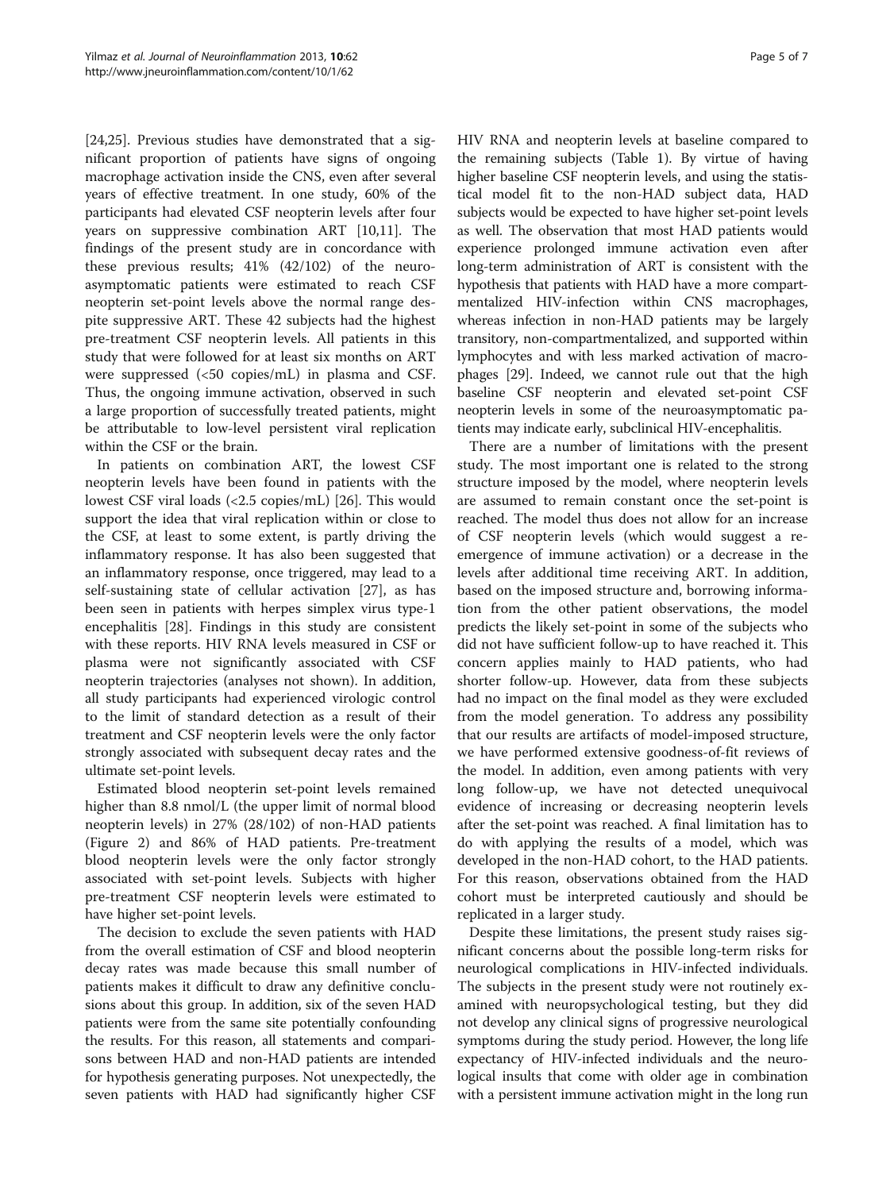[24,25]. Previous studies have demonstrated that a significant proportion of patients have signs of ongoing macrophage activation inside the CNS, even after several years of effective treatment. In one study, 60% of the participants had elevated CSF neopterin levels after four years on suppressive combination ART [10,11]. The findings of the present study are in concordance with these previous results; 41% (42/102) of the neuroasymptomatic patients were estimated to reach CSF neopterin set-point levels above the normal range despite suppressive ART. These 42 subjects had the highest pre-treatment CSF neopterin levels. All patients in this study that were followed for at least six months on ART were suppressed (<50 copies/mL) in plasma and CSF. Thus, the ongoing immune activation, observed in such a large proportion of successfully treated patients, might be attributable to low-level persistent viral replication within the CSF or the brain.

In patients on combination ART, the lowest CSF neopterin levels have been found in patients with the lowest CSF viral loads (<2.5 copies/mL) [26]. This would support the idea that viral replication within or close to the CSF, at least to some extent, is partly driving the inflammatory response. It has also been suggested that an inflammatory response, once triggered, may lead to a self-sustaining state of cellular activation [27], as has been seen in patients with herpes simplex virus type-1 encephalitis [28]. Findings in this study are consistent with these reports. HIV RNA levels measured in CSF or plasma were not significantly associated with CSF neopterin trajectories (analyses not shown). In addition, all study participants had experienced virologic control to the limit of standard detection as a result of their treatment and CSF neopterin levels were the only factor strongly associated with subsequent decay rates and the ultimate set-point levels.

Estimated blood neopterin set-point levels remained higher than 8.8 nmol/L (the upper limit of normal blood neopterin levels) in 27% (28/102) of non-HAD patients (Figure 2) and 86% of HAD patients. Pre-treatment blood neopterin levels were the only factor strongly associated with set-point levels. Subjects with higher pre-treatment CSF neopterin levels were estimated to have higher set-point levels.

The decision to exclude the seven patients with HAD from the overall estimation of CSF and blood neopterin decay rates was made because this small number of patients makes it difficult to draw any definitive conclusions about this group. In addition, six of the seven HAD patients were from the same site potentially confounding the results. For this reason, all statements and comparisons between HAD and non-HAD patients are intended for hypothesis generating purposes. Not unexpectedly, the seven patients with HAD had significantly higher CSF HIV RNA and neopterin levels at baseline compared to the remaining subjects (Table 1). By virtue of having higher baseline CSF neopterin levels, and using the statistical model fit to the non-HAD subject data, HAD subjects would be expected to have higher set-point levels as well. The observation that most HAD patients would experience prolonged immune activation even after long-term administration of ART is consistent with the hypothesis that patients with HAD have a more compartmentalized HIV-infection within CNS macrophages, whereas infection in non-HAD patients may be largely transitory, non-compartmentalized, and supported within lymphocytes and with less marked activation of macrophages [29]. Indeed, we cannot rule out that the high baseline CSF neopterin and elevated set-point CSF neopterin levels in some of the neuroasymptomatic patients may indicate early, subclinical HIV-encephalitis.

There are a number of limitations with the present study. The most important one is related to the strong structure imposed by the model, where neopterin levels are assumed to remain constant once the set-point is reached. The model thus does not allow for an increase of CSF neopterin levels (which would suggest a re-emergence of immune activation) or a decrease in the levels after additional time receiving ART. In addition, based on the imposed structure and, borrowing information from the other patient observations, the model predicts the likely set-point in some of the subjects who did not have sufficient follow-up to have reached it. This concern applies mainly to HAD patients, who had shorter follow-up. However, data from these subjects had no impact on the final model as they were excluded from the model generation. To address any possibility that our results are artifacts of model-imposed structure, we have performed extensive goodness-of-fit reviews of the model. In addition, even among patients with very long follow-up, we have not detected unequivocal evidence of increasing or decreasing neopterin levels after the set-point was reached. A final limitation has to do with applying the results of a model, which was developed in the non-HAD cohort, to the HAD patients. For this reason, observations obtained from the HAD cohort must be interpreted cautiously and should be replicated in a larger study.

Despite these limitations, the present study raises significant concerns about the possible long-term risks for neurological complications in HIV-infected individuals. The subjects in the present study were not routinely examined with neuropsychological testing, but they did not develop any clinical signs of progressive neurological symptoms during the study period. However, the long life expectancy of HIV-infected individuals and the neurological insults that come with older age in combination with a persistent immune activation might in the long run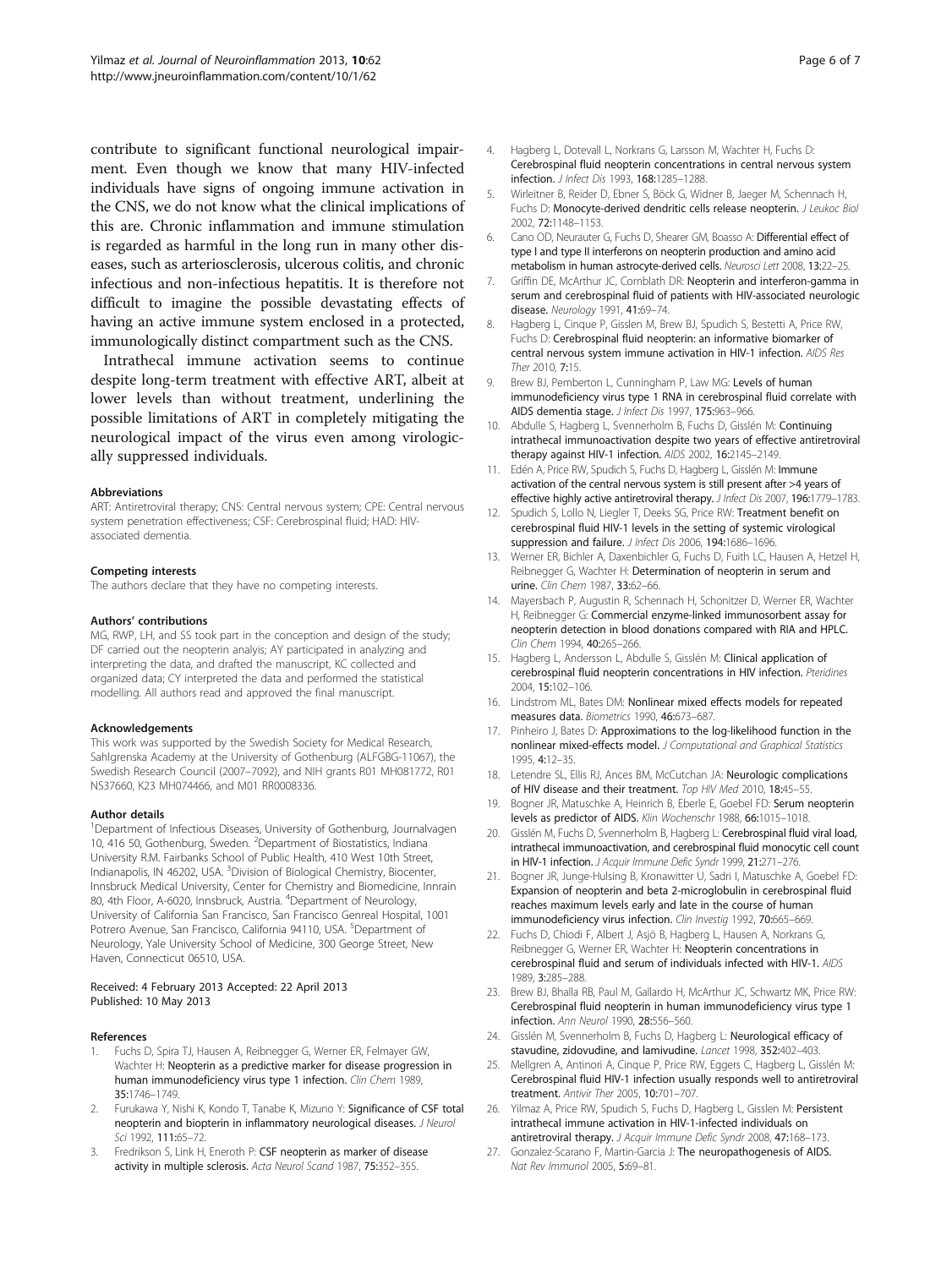contribute to significant functional neurological impairment. Even though we know that many HIV-infected individuals have signs of ongoing immune activation in the CNS, we do not know what the clinical implications of this are. Chronic inflammation and immune stimulation is regarded as harmful in the long run in many other diseases, such as arteriosclerosis, ulcerous colitis, and chronic infectious and non-infectious hepatitis. It is therefore not difficult to imagine the possible devastating effects of having an active immune system enclosed in a protected, immunologically distinct compartment such as the CNS.

Intrathecal immune activation seems to continue despite long-term treatment with effective ART, albeit at lower levels than without treatment, underlining the possible limitations of ART in completely mitigating the neurological impact of the virus even among virologically suppressed individuals.

#### Abbreviations

ART: Antiretroviral therapy; CNS: Central nervous system; CPE: Central nervous system penetration effectiveness; CSF: Cerebrospinal fluid; HAD: HIV-associated dementia.

#### Competing interests

The authors declare that they have no competing interests.

#### Authors' contributions

MG, RWP, LH, and SS took part in the conception and design of the study; DF carried out the neopterin analyis; AY participated in analyzing and interpreting the data, and drafted the manuscript, KC collected and organized data; CY interpreted the data and performed the statistical modelling. All authors read and approved the final manuscript.

#### Acknowledgements

This work was supported by the Swedish Society for Medical Research, Sahlgrenska Academy at the University of Gothenburg (ALFGBG-11067), the Swedish Research Council (2007–7092), and NIH grants R01 MH081772, R01 NS37660, K23 MH074466, and M01 RR0008336.

#### Author details

[1]Department of Infectious Diseases, University of Gothenburg, Journalvagen 10, 416 50, Gothenburg, Sweden. [2]Department of Biostatistics, Indiana University R.M. Fairbanks School of Public Health, 410 West 10th Street, Indianapolis, IN 46202, USA. [3]Division of Biological Chemistry, Biocenter, Innsbruck Medical University, Center for Chemistry and Biomedicine, Innrain 80, 4th Floor, A-6020, Innsbruck, Austria. [4]Department of Neurology, University of California San Francisco, San Francisco Genreal Hospital, 1001 Potrero Avenue, San Francisco, California 94110, USA. [5]Department of Neurology, Yale University School of Medicine, 300 George Street, New Haven, Connecticut 06510, USA.

Received: 4 February 2013 Accepted: 22 April 2013
Published: 10 May 2013

#### References

1. Fuchs D, Spira TJ, Hausen A, Reibnegger G, Werner ER, Felmayer GW, Wachter H: **Neopterin as a predictive marker for disease progression in human immunodeficiency virus type 1 infection.** *Clin Chem* 1989, **35:**1746–1749.
2. Furukawa Y, Nishi K, Kondo T, Tanabe K, Mizuno Y: **Significance of CSF total neopterin and biopterin in inflammatory neurological diseases.** *J Neurol Sci* 1992, **111:**65–72.
3. Fredrikson S, Link H, Eneroth P: **CSF neopterin as marker of disease activity in multiple sclerosis.** *Acta Neurol Scand* 1987, **75:**352–355.
4. Hagberg L, Dotevall L, Norkrans G, Larsson M, Wachter H, Fuchs D: **Cerebrospinal fluid neopterin concentrations in central nervous system infection.** *J Infect Dis* 1993, **168:**1285–1288.
5. Wirleitner B, Reider D, Ebner S, Böck G, Widner B, Jaeger M, Schennach H, Fuchs D: **Monocyte-derived dendritic cells release neopterin.** *J Leukoc Biol* 2002, **72:**1148–1153.
6. Cano OD, Neurauter G, Fuchs D, Shearer GM, Boasso A: **Differential effect of type I and type II interferons on neopterin production and amino acid metabolism in human astrocyte-derived cells.** *Neurosci Lett* 2008, **13:**22–25.
7. Griffin DE, McArthur JC, Cornblath DR: **Neopterin and interferon-gamma in serum and cerebrospinal fluid of patients with HIV-associated neurologic disease.** *Neurology* 1991, **41:**69–74.
8. Hagberg L, Cinque P, Gisslen M, Brew BJ, Spudich S, Bestetti A, Price RW, Fuchs D: **Cerebrospinal fluid neopterin: an informative biomarker of central nervous system immune activation in HIV-1 infection.** *AIDS Res Ther* 2010, **7:**15.
9. Brew BJ, Pemberton L, Cunningham P, Law MG: **Levels of human immunodeficiency virus type 1 RNA in cerebrospinal fluid correlate with AIDS dementia stage.** *J Infect Dis* 1997, **175:**963–966.
10. Abdulle S, Hagberg L, Svennerholm B, Fuchs D, Gisslén M: **Continuing intrathecal immunoactivation despite two years of effective antiretroviral therapy against HIV-1 infection.** *AIDS* 2002, **16:**2145–2149.
11. Edén A, Price RW, Spudich S, Fuchs D, Hagberg L, Gisslén M: **Immune activation of the central nervous system is still present after >4 years of effective highly active antiretroviral therapy.** *J Infect Dis* 2007, **196:**1779–1783.
12. Spudich S, Lollo N, Liegler T, Deeks SG, Price RW: **Treatment benefit on cerebrospinal fluid HIV-1 levels in the setting of systemic virological suppression and failure.** *J Infect Dis* 2006, **194:**1686–1696.
13. Werner ER, Bichler A, Daxenbichler G, Fuchs D, Fuith LC, Hausen A, Hetzel H, Reibnegger G, Wachter H: **Determination of neopterin in serum and urine.** *Clin Chem* 1987, **33:**62–66.
14. Mayersbach P, Augustin R, Schennach H, Schonitzer D, Werner ER, Wachter H, Reibnegger G: **Commercial enzyme-linked immunosorbent assay for neopterin detection in blood donations compared with RIA and HPLC.** *Clin Chem* 1994, **40:**265–266.
15. Hagberg L, Andersson L, Abdulle S, Gisslén M: **Clinical application of cerebrospinal fluid neopterin concentrations in HIV infection.** *Pteridines* 2004, **15:**102–106.
16. Lindstrom ML, Bates DM: **Nonlinear mixed effects models for repeated measures data.** *Biometrics* 1990, **46:**673–687.
17. Pinheiro J, Bates D: **Approximations to the log-likelihood function in the nonlinear mixed-effects model.** *J Computational and Graphical Statistics* 1995, **4:**12–35.
18. Letendre SL, Ellis RJ, Ances BM, McCutchan JA: **Neurologic complications of HIV disease and their treatment.** *Top HIV Med* 2010, **18:**45–55.
19. Bogner JR, Matuschke A, Heinrich B, Eberle E, Goebel FD: **Serum neopterin levels as predictor of AIDS.** *Klin Wochenschr* 1988, **66:**1015–1018.
20. Gisslén M, Fuchs D, Svennerholm B, Hagberg L: **Cerebrospinal fluid viral load, intrathecal immunoactivation, and cerebrospinal fluid monocytic cell count in HIV-1 infection.** *J Acquir Immune Defic Syndr* 1999, **21:**271–276.
21. Bogner JR, Junge-Hulsing B, Kronawitter U, Sadri I, Matuschke A, Goebel FD: **Expansion of neopterin and beta 2-microglobulin in cerebrospinal fluid reaches maximum levels early and late in the course of human immunodeficiency virus infection.** *Clin Investig* 1992, **70:**665–669.
22. Fuchs D, Chiodi F, Albert J, Asjö B, Hagberg L, Hausen A, Norkrans G, Reibnegger G, Werner ER, Wachter H: **Neopterin concentrations in cerebrospinal fluid and serum of individuals infected with HIV-1.** *AIDS* 1989, **3:**285–288.
23. Brew BJ, Bhalla RB, Paul M, Gallardo H, McArthur JC, Schwartz MK, Price RW: **Cerebrospinal fluid neopterin in human immunodeficiency virus type 1 infection.** *Ann Neurol* 1990, **28:**556–560.
24. Gisslén M, Svennerholm B, Fuchs D, Hagberg L: **Neurological efficacy of stavudine, zidovudine, and lamivudine.** *Lancet* 1998, **352:**402–403.
25. Mellgren A, Antinori A, Cinque P, Price RW, Eggers C, Hagberg L, Gisslén M: **Cerebrospinal fluid HIV-1 infection usually responds well to antiretroviral treatment.** *Antivir Ther* 2005, **10:**701–707.
26. Yilmaz A, Price RW, Spudich S, Fuchs D, Hagberg L, Gisslen M: **Persistent intrathecal immune activation in HIV-1-infected individuals on antiretroviral therapy.** *J Acquir Immune Defic Syndr* 2008, **47:**168–173.
27. Gonzalez-Scarano F, Martin-Garcia J: **The neuropathogenesis of AIDS.** *Nat Rev Immunol* 2005, **5:**69–81.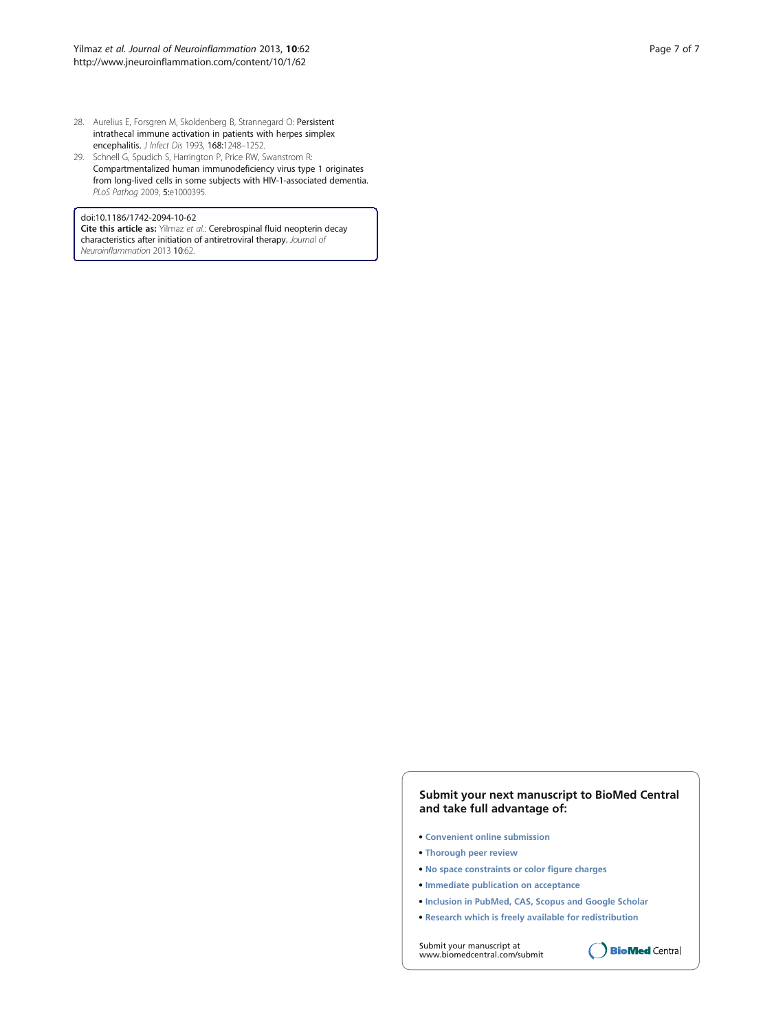28. Aurelius E, Forsgren M, Skoldenberg B, Strannegard O: **Persistent intrathecal immune activation in patients with herpes simplex encephalitis.** *J Infect Dis* 1993, **168:**1248–1252.
29. Schnell G, Spudich S, Harrington P, Price RW, Swanstrom R: **Compartmentalized human immunodeficiency virus type 1 originates from long-lived cells in some subjects with HIV-1-associated dementia.** *PLoS Pathog* 2009, **5:**e1000395.

doi:10.1186/1742-2094-10-62
**Cite this article as:** Yilmaz *et al.*: Cerebrospinal fluid neopterin decay characteristics after initiation of antiretroviral therapy. *Journal of Neuroinflammation* 2013 **10**:62.

**Submit your next manuscript to BioMed Central and take full advantage of:**

- **Convenient online submission**
- **Thorough peer review**
- **No space constraints or color figure charges**
- **Immediate publication on acceptance**
- **Inclusion in PubMed, CAS, Scopus and Google Scholar**
- **Research which is freely available for redistribution**

Submit your manuscript at
www.biomedcentral.com/submit

BioMed Central